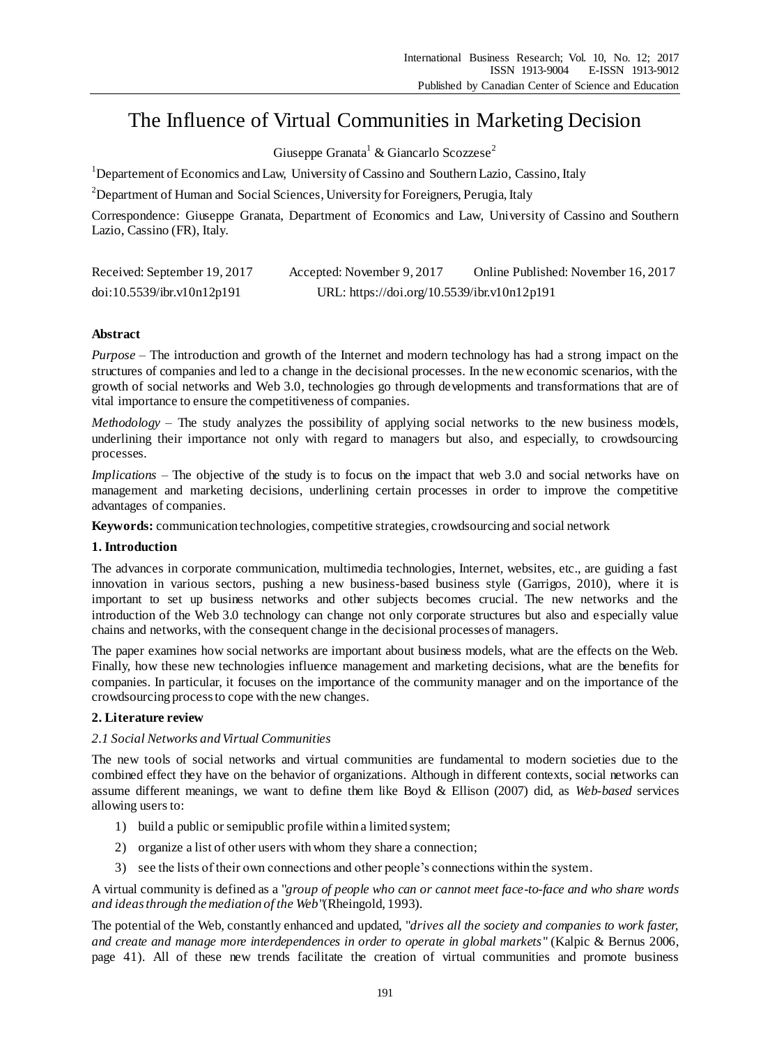# The Influence of Virtual Communities in Marketing Decision

Giuseppe Granata[1] & Giancarlo Scozzese[2]

[1]Departement of Economics and Law, University of Cassino and Southern Lazio, Cassino, Italy

[2]Department of Human and Social Sciences, University for Foreigners, Perugia, Italy

Correspondence: Giuseppe Granata, Department of Economics and Law, University of Cassino and Southern Lazio, Cassino (FR), Italy.

Received: September 19, 2017 Accepted: November 9, 2017 Online Published: November 16, 2017

doi:10.5539/ibr.v10n12p191 URL: https://doi.org/10.5539/ibr.v10n12p191

## Abstract

*Purpose* – The introduction and growth of the Internet and modern technology has had a strong impact on the structures of companies and led to a change in the decisional processes. In the new economic scenarios, with the growth of social networks and Web 3.0, technologies go through developments and transformations that are of vital importance to ensure the competitiveness of companies.

*Methodology* – The study analyzes the possibility of applying social networks to the new business models, underlining their importance not only with regard to managers but also, and especially, to crowdsourcing processes.

*Implications* – The objective of the study is to focus on the impact that web 3.0 and social networks have on management and marketing decisions, underlining certain processes in order to improve the competitive advantages of companies.

**Keywords:** communication technologies, competitive strategies, crowdsourcing and social network

## 1. Introduction

The advances in corporate communication, multimedia technologies, Internet, websites, etc., are guiding a fast innovation in various sectors, pushing a new business-based business style (Garrigos, 2010), where it is important to set up business networks and other subjects becomes crucial. The new networks and the introduction of the Web 3.0 technology can change not only corporate structures but also and especially value chains and networks, with the consequent change in the decisional processes of managers.

The paper examines how social networks are important about business models, what are the effects on the Web. Finally, how these new technologies influence management and marketing decisions, what are the benefits for companies. In particular, it focuses on the importance of the community manager and on the importance of the crowdsourcing process to cope with the new changes.

## 2. Literature review

### *2.1 Social Networks and Virtual Communities*

The new tools of social networks and virtual communities are fundamental to modern societies due to the combined effect they have on the behavior of organizations. Although in different contexts, social networks can assume different meanings, we want to define them like Boyd & Ellison (2007) did, as *Web-based* services allowing users to:

1) build a public or semipublic profile within a limited system;
2) organize a list of other users with whom they share a connection;
3) see the lists of their own connections and other people's connections within the system.

A virtual community is defined as a "*group of people who can or cannot meet face-to-face and who share words and ideas through the mediation of the Web*"(Rheingold, 1993).

The potential of the Web, constantly enhanced and updated, "*drives all the society and companies to work faster, and create and manage more interdependences in order to operate in global markets*" (Kalpic & Bernus 2006, page 41). All of these new trends facilitate the creation of virtual communities and promote business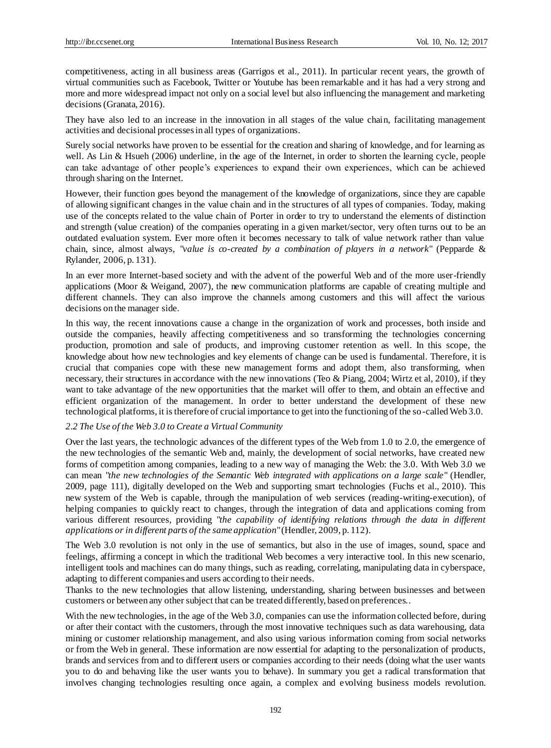competitiveness, acting in all business areas (Garrigos et al., 2011). In particular recent years, the growth of virtual communities such as Facebook, Twitter or Youtube has been remarkable and it has had a very strong and more and more widespread impact not only on a social level but also influencing the management and marketing decisions (Granata, 2016).

They have also led to an increase in the innovation in all stages of the value chain, facilitating management activities and decisional processes in all types of organizations.

Surely social networks have proven to be essential for the creation and sharing of knowledge, and for learning as well. As Lin & Hsueh (2006) underline, in the age of the Internet, in order to shorten the learning cycle, people can take advantage of other people's experiences to expand their own experiences, which can be achieved through sharing on the Internet.

However, their function goes beyond the management of the knowledge of organizations, since they are capable of allowing significant changes in the value chain and in the structures of all types of companies. Today, making use of the concepts related to the value chain of Porter in order to try to understand the elements of distinction and strength (value creation) of the companies operating in a given market/sector, very often turns out to be an outdated evaluation system. Ever more often it becomes necessary to talk of value network rather than value chain, since, almost always, "*value is co-created by a combination of players in a network*" (Pepparde & Rylander, 2006, p. 131).

In an ever more Internet-based society and with the advent of the powerful Web and of the more user-friendly applications (Moor & Weigand, 2007), the new communication platforms are capable of creating multiple and different channels. They can also improve the channels among customers and this will affect the various decisions on the manager side.

In this way, the recent innovations cause a change in the organization of work and processes, both inside and outside the companies, heavily affecting competitiveness and so transforming the technologies concerning production, promotion and sale of products, and improving customer retention as well. In this scope, the knowledge about how new technologies and key elements of change can be used is fundamental. Therefore, it is crucial that companies cope with these new management forms and adopt them, also transforming, when necessary, their structures in accordance with the new innovations (Teo & Piang, 2004; Wirtz et al, 2010), if they want to take advantage of the new opportunities that the market will offer to them, and obtain an effective and efficient organization of the management. In order to better understand the development of these new technological platforms, it is therefore of crucial importance to get into the functioning of the so-called Web 3.0.

### *2.2 The Use of the Web 3.0 to Create a Virtual Community*

Over the last years, the technologic advances of the different types of the Web from 1.0 to 2.0, the emergence of the new technologies of the semantic Web and, mainly, the development of social networks, have created new forms of competition among companies, leading to a new way of managing the Web: the 3.0. With Web 3.0 we can mean "*the new technologies of the Semantic Web integrated with applications on a large scale*" (Hendler, 2009, page 111), digitally developed on the Web and supporting smart technologies (Fuchs et al., 2010). This new system of the Web is capable, through the manipulation of web services (reading-writing-execution), of helping companies to quickly react to changes, through the integration of data and applications coming from various different resources, providing "*the capability of identifying relations through the data in different applications or in different parts of the same application*" (Hendler, 2009, p. 112).

The Web 3.0 revolution is not only in the use of semantics, but also in the use of images, sound, space and feelings, affirming a concept in which the traditional Web becomes a very interactive tool. In this new scenario, intelligent tools and machines can do many things, such as reading, correlating, manipulating data in cyberspace, adapting to different companies and users according to their needs.

Thanks to the new technologies that allow listening, understanding, sharing between businesses and between customers or between any other subject that can be treated differently, based on preferences..

With the new technologies, in the age of the Web 3.0, companies can use the information collected before, during or after their contact with the customers, through the most innovative techniques such as data warehousing, data mining or customer relationship management, and also using various information coming from social networks or from the Web in general. These information are now essential for adapting to the personalization of products, brands and services from and to different users or companies according to their needs (doing what the user wants you to do and behaving like the user wants you to behave). In summary you get a radical transformation that involves changing technologies resulting once again, a complex and evolving business models revolution.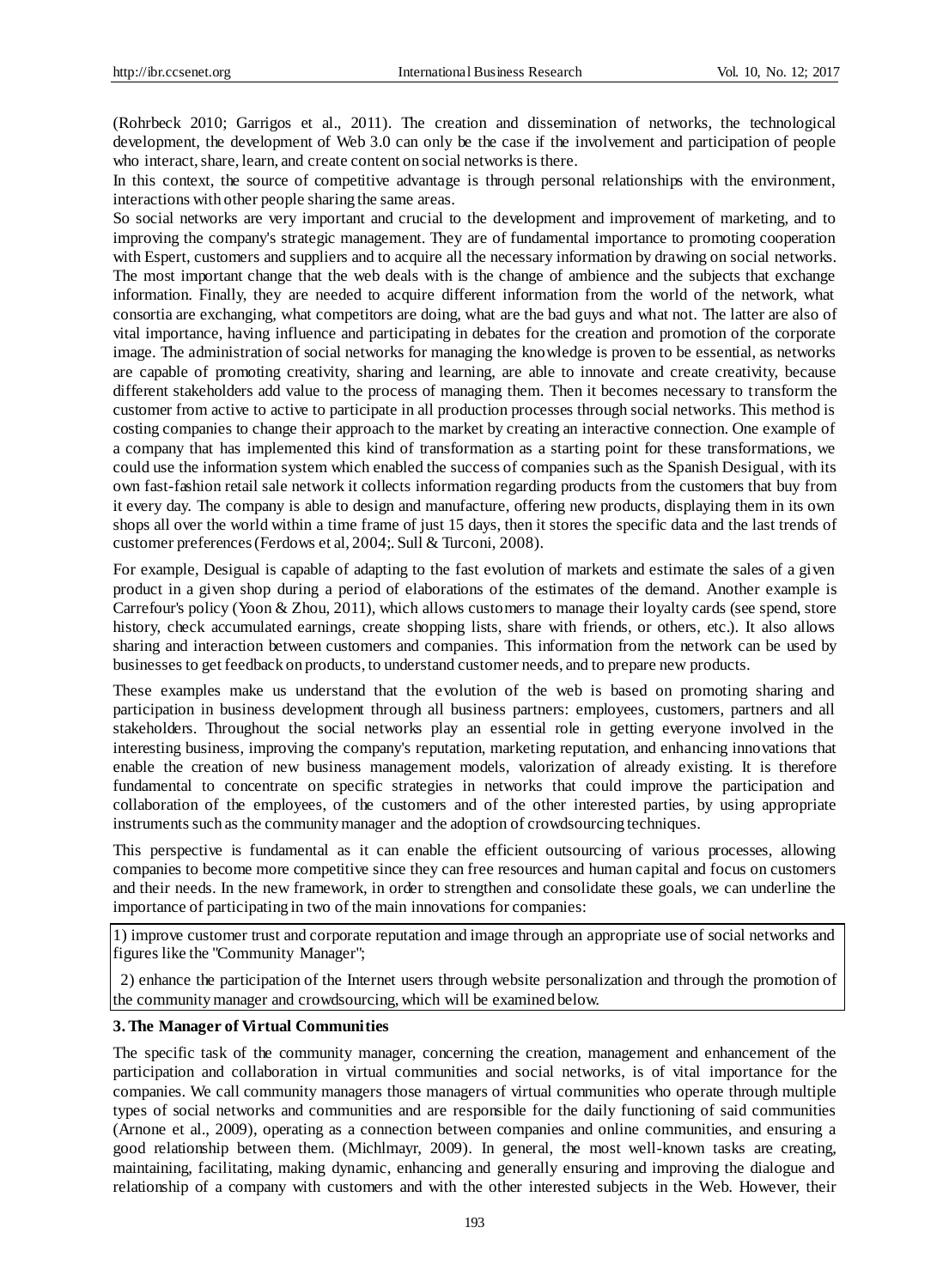(Rohrbeck 2010; Garrigos et al., 2011). The creation and dissemination of networks, the technological development, the development of Web 3.0 can only be the case if the involvement and participation of people who interact, share, learn, and create content on social networks is there.

In this context, the source of competitive advantage is through personal relationships with the environment, interactions with other people sharing the same areas.

So social networks are very important and crucial to the development and improvement of marketing, and to improving the company's strategic management. They are of fundamental importance to promoting cooperation with Espert, customers and suppliers and to acquire all the necessary information by drawing on social networks. The most important change that the web deals with is the change of ambience and the subjects that exchange information. Finally, they are needed to acquire different information from the world of the network, what consortia are exchanging, what competitors are doing, what are the bad guys and what not. The latter are also of vital importance, having influence and participating in debates for the creation and promotion of the corporate image. The administration of social networks for managing the knowledge is proven to be essential, as networks are capable of promoting creativity, sharing and learning, are able to innovate and create creativity, because different stakeholders add value to the process of managing them. Then it becomes necessary to transform the customer from active to active to participate in all production processes through social networks. This method is costing companies to change their approach to the market by creating an interactive connection. One example of a company that has implemented this kind of transformation as a starting point for these transformations, we could use the information system which enabled the success of companies such as the Spanish Desigual, with its own fast-fashion retail sale network it collects information regarding products from the customers that buy from it every day. The company is able to design and manufacture, offering new products, displaying them in its own shops all over the world within a time frame of just 15 days, then it stores the specific data and the last trends of customer preferences (Ferdows et al, 2004;. Sull & Turconi, 2008).

For example, Desigual is capable of adapting to the fast evolution of markets and estimate the sales of a given product in a given shop during a period of elaborations of the estimates of the demand. Another example is Carrefour's policy (Yoon & Zhou, 2011), which allows customers to manage their loyalty cards (see spend, store history, check accumulated earnings, create shopping lists, share with friends, or others, etc.). It also allows sharing and interaction between customers and companies. This information from the network can be used by businesses to get feedback on products, to understand customer needs, and to prepare new products.

These examples make us understand that the evolution of the web is based on promoting sharing and participation in business development through all business partners: employees, customers, partners and all stakeholders. Throughout the social networks play an essential role in getting everyone involved in the interesting business, improving the company's reputation, marketing reputation, and enhancing innovations that enable the creation of new business management models, valorization of already existing. It is therefore fundamental to concentrate on specific strategies in networks that could improve the participation and collaboration of the employees, of the customers and of the other interested parties, by using appropriate instruments such as the community manager and the adoption of crowdsourcing techniques.

This perspective is fundamental as it can enable the efficient outsourcing of various processes, allowing companies to become more competitive since they can free resources and human capital and focus on customers and their needs. In the new framework, in order to strengthen and consolidate these goals, we can underline the importance of participating in two of the main innovations for companies:

1) improve customer trust and corporate reputation and image through an appropriate use of social networks and figures like the "Community Manager";

2) enhance the participation of the Internet users through website personalization and through the promotion of the community manager and crowdsourcing, which will be examined below.

## 3. The Manager of Virtual Communities

The specific task of the community manager, concerning the creation, management and enhancement of the participation and collaboration in virtual communities and social networks, is of vital importance for the companies. We call community managers those managers of virtual communities who operate through multiple types of social networks and communities and are responsible for the daily functioning of said communities (Arnone et al., 2009), operating as a connection between companies and online communities, and ensuring a good relationship between them. (Michlmayr, 2009). In general, the most well-known tasks are creating, maintaining, facilitating, making dynamic, enhancing and generally ensuring and improving the dialogue and relationship of a company with customers and with the other interested subjects in the Web. However, their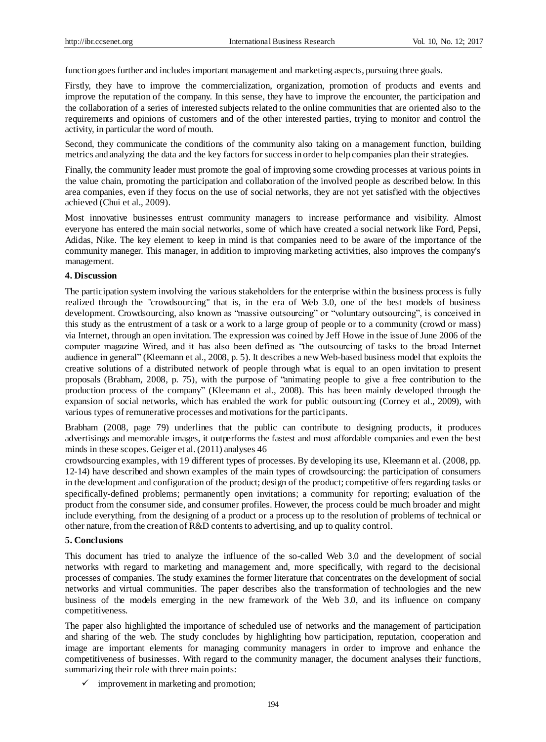function goes further and includes important management and marketing aspects, pursuing three goals.

Firstly, they have to improve the commercialization, organization, promotion of products and events and improve the reputation of the company. In this sense, they have to improve the encounter, the participation and the collaboration of a series of interested subjects related to the online communities that are oriented also to the requirements and opinions of customers and of the other interested parties, trying to monitor and control the activity, in particular the word of mouth.

Second, they communicate the conditions of the community also taking on a management function, building metrics and analyzing the data and the key factors for success in order to help companies plan their strategies.

Finally, the community leader must promote the goal of improving some crowding processes at various points in the value chain, promoting the participation and collaboration of the involved people as described below. In this area companies, even if they focus on the use of social networks, they are not yet satisfied with the objectives achieved (Chui et al., 2009).

Most innovative businesses entrust community managers to increase performance and visibility. Almost everyone has entered the main social networks, some of which have created a social network like Ford, Pepsi, Adidas, Nike. The key element to keep in mind is that companies need to be aware of the importance of the community maneger. This manager, in addition to improving marketing activities, also improves the company's management.

## 4. Discussion

The participation system involving the various stakeholders for the enterprise within the business process is fully realized through the "crowdsourcing" that is, in the era of Web 3.0, one of the best models of business development. Crowdsourcing, also known as "massive outsourcing" or "voluntary outsourcing", is conceived in this study as the entrustment of a task or a work to a large group of people or to a community (crowd or mass) via Internet, through an open invitation. The expression was coined by Jeff Howe in the issue of June 2006 of the computer magazine Wired, and it has also been defined as "the outsourcing of tasks to the broad Internet audience in general" (Kleemann et al., 2008, p. 5). It describes a new Web-based business model that exploits the creative solutions of a distributed network of people through what is equal to an open invitation to present proposals (Brabham, 2008, p. 75), with the purpose of "animating people to give a free contribution to the production process of the company" (Kleemann et al., 2008). This has been mainly developed through the expansion of social networks, which has enabled the work for public outsourcing (Corney et al., 2009), with various types of remunerative processes and motivations for the participants.

Brabham (2008, page 79) underlines that the public can contribute to designing products, it produces advertisings and memorable images, it outperforms the fastest and most affordable companies and even the best minds in these scopes. Geiger et al. (2011) analyses 46 crowdsourcing examples, with 19 different types of processes. By developing its use, Kleemann et al. (2008, pp. 12-14) have described and shown examples of the main types of crowdsourcing: the participation of consumers in the development and configuration of the product; design of the product; competitive offers regarding tasks or specifically-defined problems; permanently open invitations; a community for reporting; evaluation of the product from the consumer side, and consumer profiles. However, the process could be much broader and might include everything, from the designing of a product or a process up to the resolution of problems of technical or other nature, from the creation of R&D contents to advertising, and up to quality control.

## 5. Conclusions

This document has tried to analyze the influence of the so-called Web 3.0 and the development of social networks with regard to marketing and management and, more specifically, with regard to the decisional processes of companies. The study examines the former literature that concentrates on the development of social networks and virtual communities. The paper describes also the transformation of technologies and the new business of the models emerging in the new framework of the Web 3.0, and its influence on company competitiveness.

The paper also highlighted the importance of scheduled use of networks and the management of participation and sharing of the web. The study concludes by highlighting how participation, reputation, cooperation and image are important elements for managing community managers in order to improve and enhance the competitiveness of businesses. With regard to the community manager, the document analyses their functions, summarizing their role with three main points:

- ✓ improvement in marketing and promotion;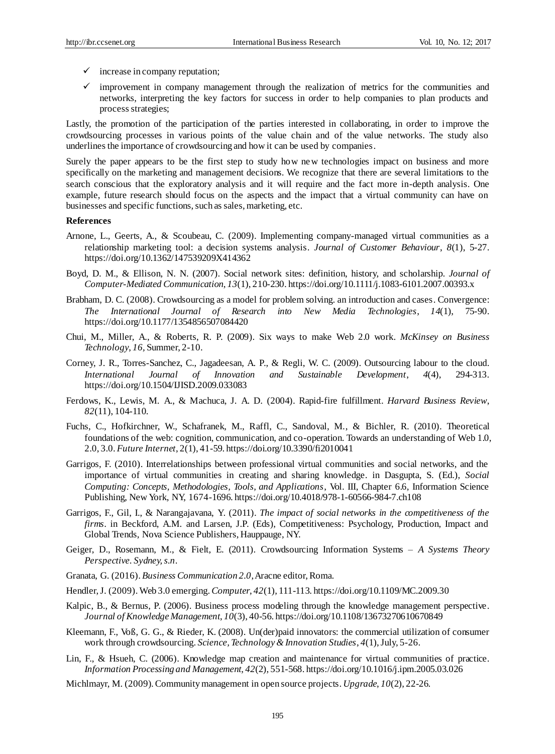- ✓ increase in company reputation;
- ✓ improvement in company management through the realization of metrics for the communities and networks, interpreting the key factors for success in order to help companies to plan products and process strategies;

Lastly, the promotion of the participation of the parties interested in collaborating, in order to improve the crowdsourcing processes in various points of the value chain and of the value networks. The study also underlines the importance of crowdsourcing and how it can be used by companies.

Surely the paper appears to be the first step to study how new technologies impact on business and more specifically on the marketing and management decisions. We recognize that there are several limitations to the search conscious that the exploratory analysis and it will require and the fact more in-depth analysis. One example, future research should focus on the aspects and the impact that a virtual community can have on businesses and specific functions, such as sales, marketing, etc.

**References**

Arnone, L., Geerts, A., & Scoubeau, C. (2009). Implementing company-managed virtual communities as a relationship marketing tool: a decision systems analysis. *Journal of Customer Behaviour*, *8*(1), 5-27. https://doi.org/10.1362/147539209X414362

Boyd, D. M., & Ellison, N. N. (2007). Social network sites: definition, history, and scholarship. *Journal of Computer-Mediated Communication*, *13*(1), 210-230. https://doi.org/10.1111/j.1083-6101.2007.00393.x

Brabham, D. C. (2008). Crowdsourcing as a model for problem solving. an introduction and cases. Convergence: *The International Journal of Research into New Media Technologies*, *14*(1), 75-90. https://doi.org/10.1177/1354856507084420

Chui, M., Miller, A., & Roberts, R. P. (2009). Six ways to make Web 2.0 work. *McKinsey on Business Technology*, *16*, Summer, 2-10.

Corney, J. R., Torres-Sanchez, C., Jagadeesan, A. P., & Regli, W. C. (2009). Outsourcing labour to the cloud. *International Journal of Innovation and Sustainable Development*, *4*(4), 294-313. https://doi.org/10.1504/IJISD.2009.033083

Ferdows, K., Lewis, M. A., & Machuca, J. A. D. (2004). Rapid-fire fulfillment. *Harvard Business Review*, *82*(11), 104-110.

Fuchs, C., Hofkirchner, W., Schafranek, M., Raffl, C., Sandoval, M., & Bichler, R. (2010). Theoretical foundations of the web: cognition, communication, and co-operation. Towards an understanding of Web 1.0, 2.0, 3.0. *Future Internet*, 2(1), 41-59. https://doi.org/10.3390/fi2010041

Garrigos, F. (2010). Interrelationships between professional virtual communities and social networks, and the importance of virtual communities in creating and sharing knowledge. in Dasgupta, S. (Ed.), *Social Computing: Concepts, Methodologies, Tools, and Applications*, Vol. III, Chapter 6.6, Information Science Publishing, New York, NY, 1674-1696. https://doi.org/10.4018/978-1-60566-984-7.ch108

Garrigos, F., Gil, I., & Narangajavana, Y. (2011). *The impact of social networks in the competitiveness of the firms*. in Beckford, A.M. and Larsen, J.P. (Eds), Competitiveness: Psychology, Production, Impact and Global Trends, Nova Science Publishers, Hauppauge, NY.

Geiger, D., Rosemann, M., & Fielt, E. (2011). Crowdsourcing Information Systems – *A Systems Theory Perspective. Sydney, s.n*.

Granata, G. (2016). *Business Communication 2.0*, Aracne editor, Roma.

Hendler, J. (2009). Web 3.0 emerging. *Computer*, *42*(1), 111-113. https://doi.org/10.1109/MC.2009.30

Kalpic, B., & Bernus, P. (2006). Business process modeling through the knowledge management perspective. *Journal of Knowledge Management*, *10*(3), 40-56. https://doi.org/10.1108/13673270610670849

Kleemann, F., Voß, G. G., & Rieder, K. (2008). Un(der)paid innovators: the commercial utilization of consumer work through crowdsourcing. *Science, Technology & Innovation Studies*, *4*(1), July, 5-26.

Lin, F., & Hsueh, C. (2006). Knowledge map creation and maintenance for virtual communities of practice. *Information Processing and Management*, *42*(2), 551-568. https://doi.org/10.1016/j.ipm.2005.03.026

Michlmayr, M. (2009). Community management in open source projects. *Upgrade*, *10*(2), 22-26.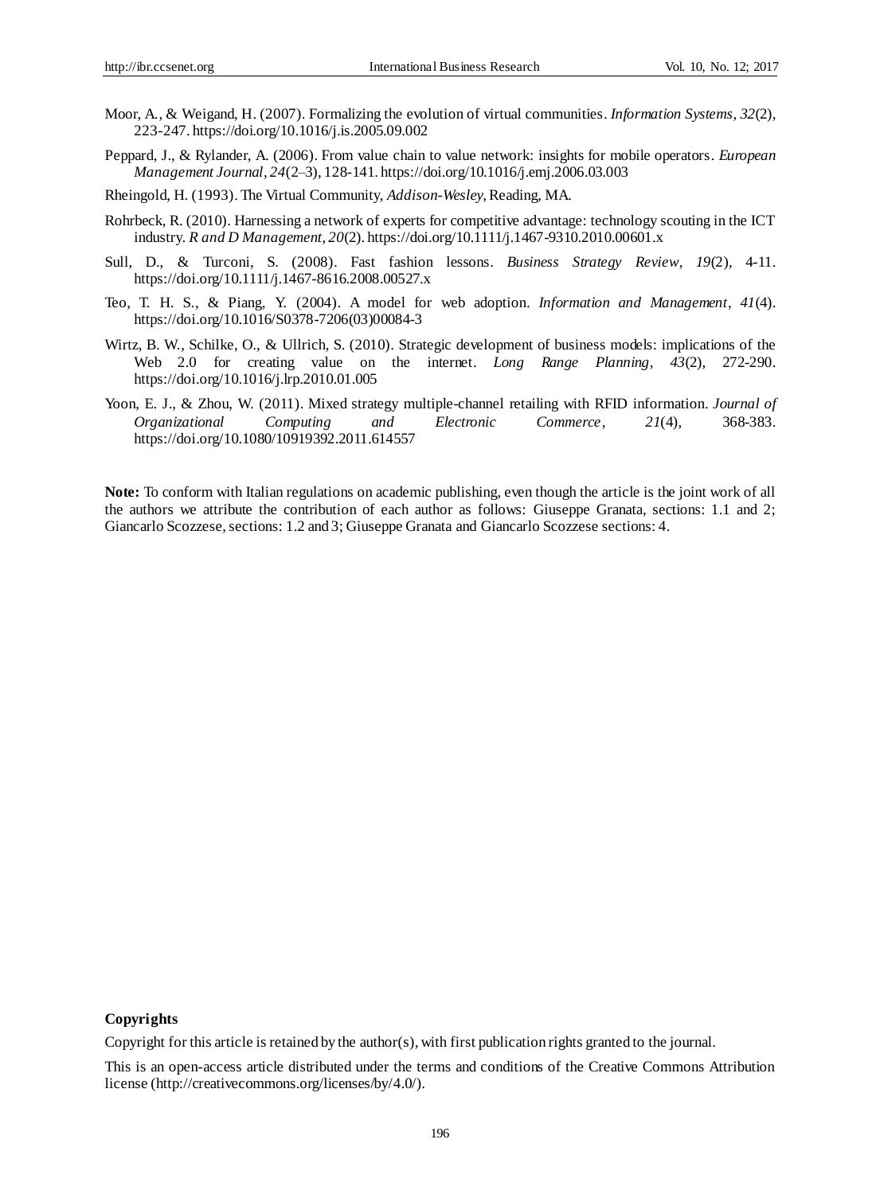Moor, A., & Weigand, H. (2007). Formalizing the evolution of virtual communities. *Information Systems*, *32*(2), 223-247. https://doi.org/10.1016/j.is.2005.09.002

Peppard, J., & Rylander, A. (2006). From value chain to value network: insights for mobile operators. *European Management Journal*, *24*(2–3), 128-141. https://doi.org/10.1016/j.emj.2006.03.003

Rheingold, H. (1993). The Virtual Community, *Addison-Wesley*, Reading, MA.

Rohrbeck, R. (2010). Harnessing a network of experts for competitive advantage: technology scouting in the ICT industry. *R and D Management*, *20*(2). https://doi.org/10.1111/j.1467-9310.2010.00601.x

Sull, D., & Turconi, S. (2008). Fast fashion lessons. *Business Strategy Review*, *19*(2), 4-11. https://doi.org/10.1111/j.1467-8616.2008.00527.x

Teo, T. H. S., & Piang, Y. (2004). A model for web adoption. *Information and Management*, *41*(4). https://doi.org/10.1016/S0378-7206(03)00084-3

Wirtz, B. W., Schilke, O., & Ullrich, S. (2010). Strategic development of business models: implications of the Web 2.0 for creating value on the internet. *Long Range Planning*, *43*(2), 272-290. https://doi.org/10.1016/j.lrp.2010.01.005

Yoon, E. J., & Zhou, W. (2011). Mixed strategy multiple-channel retailing with RFID information. *Journal of Organizational Computing and Electronic Commerce*, *21*(4), 368-383. https://doi.org/10.1080/10919392.2011.614557

**Note:** To conform with Italian regulations on academic publishing, even though the article is the joint work of all the authors we attribute the contribution of each author as follows: Giuseppe Granata, sections: 1.1 and 2; Giancarlo Scozzese, sections: 1.2 and 3; Giuseppe Granata and Giancarlo Scozzese sections: 4.

**Copyrights**

Copyright for this article is retained by the author(s), with first publication rights granted to the journal.

This is an open-access article distributed under the terms and conditions of the Creative Commons Attribution license (http://creativecommons.org/licenses/by/4.0/).